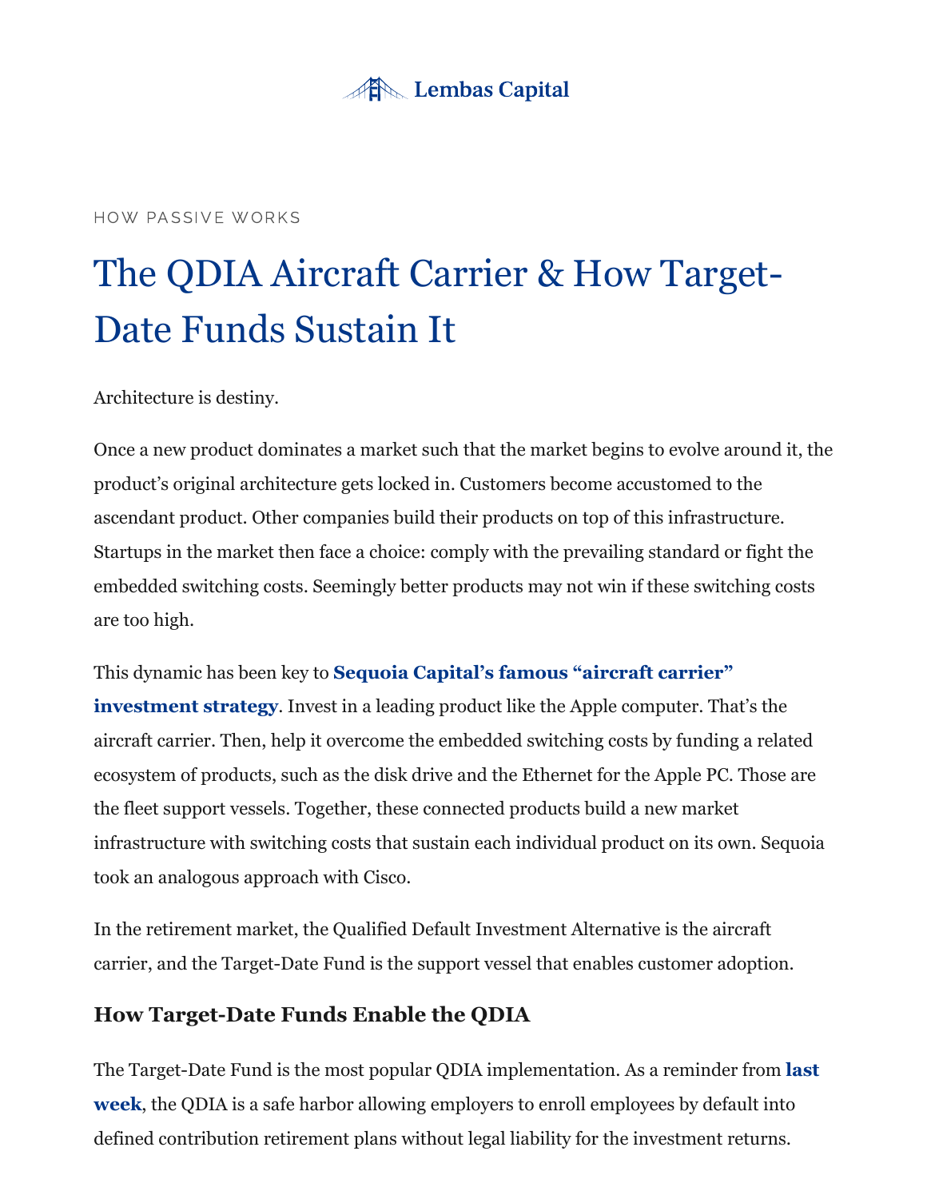Lembas Capital

HOW PASSIVE WORKS

# The QDIA Aircraft Carrier & How Target-Date Funds Sustain It

Architecture is destiny.

Once a new product dominates a market such that the market begins to evolve around it, the product's original architecture gets locked in. Customers become accustomed to the ascendant product. Other companies build their products on top of this infrastructure. Startups in the market then face a choice: comply with the prevailing standard or fight the embedded switching costs. Seemingly better products may not win if these switching costs are too high.

This dynamic has been key to **Sequoia Capital's famous "aircraft carrier" investment strategy**. Invest in a leading product like the Apple computer. That's the aircraft carrier. Then, help it overcome the embedded switching costs by funding a related ecosystem of products, such as the disk drive and the Ethernet for the Apple PC. Those are the fleet support vessels. Together, these connected products build a new market infrastructure with switching costs that sustain each individual product on its own. Sequoia took an analogous approach with Cisco.

In the retirement market, the Qualified Default Investment Alternative is the aircraft carrier, and the Target-Date Fund is the support vessel that enables customer adoption.

### How Target-Date Funds Enable the QDIA

The Target-Date Fund is the most popular QDIA implementation. As a reminder from **last week**, the QDIA is a safe harbor allowing employers to enroll employees by default into defined contribution retirement plans without legal liability for the investment returns.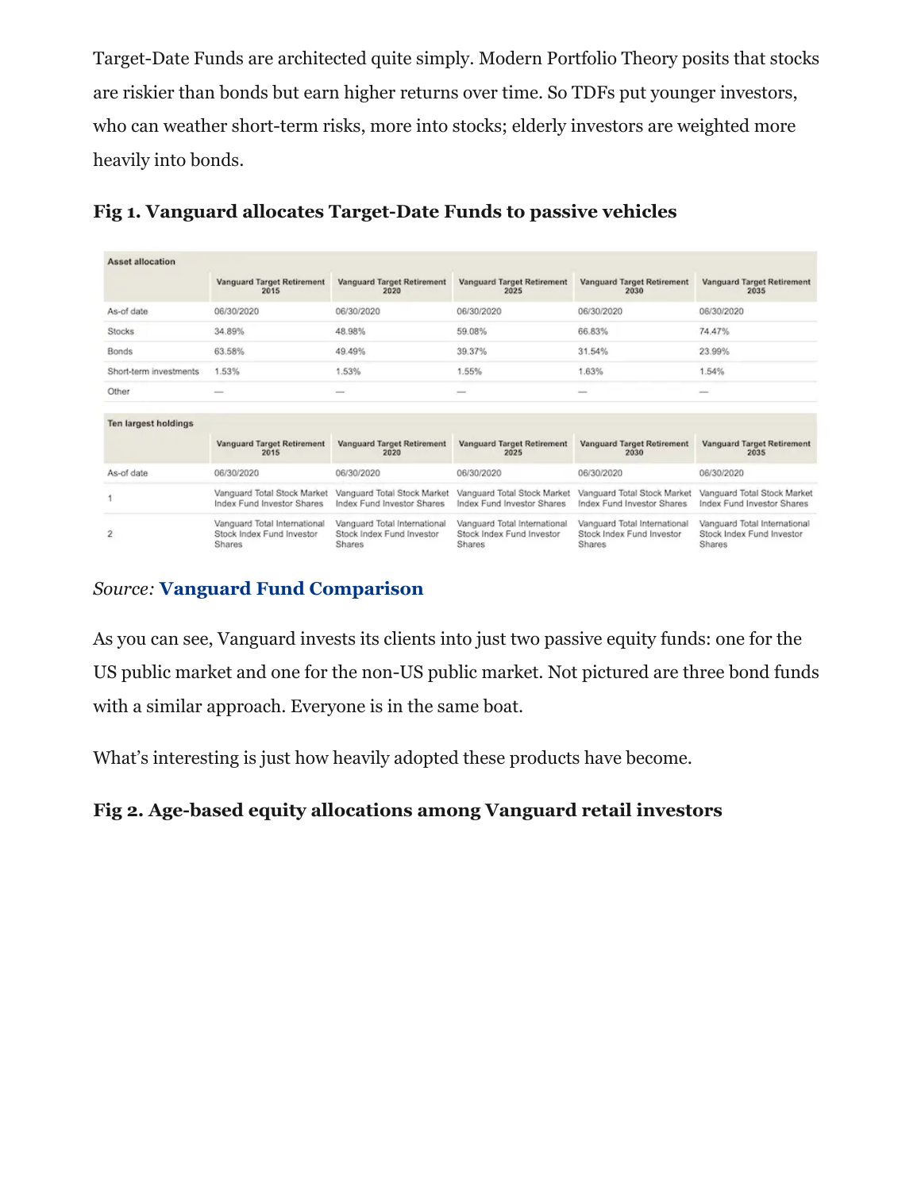Target-Date Funds are architected quite simply. Modern Portfolio Theory posits that stocks are riskier than bonds but earn higher returns over time. So TDFs put younger investors, who can weather short-term risks, more into stocks; elderly investors are weighted more heavily into bonds.

**Fig 1. Vanguard allocates Target-Date Funds to passive vehicles**

| Asset allocation | Vanguard Target Retirement 2015 | Vanguard Target Retirement 2020 | Vanguard Target Retirement 2025 | Vanguard Target Retirement 2030 | Vanguard Target Retirement 2035 |
|---|---|---|---|---|---|
| As-of date | 06/30/2020 | 06/30/2020 | 06/30/2020 | 06/30/2020 | 06/30/2020 |
| Stocks | 34.89% | 48.98% | 59.08% | 66.83% | 74.47% |
| Bonds | 63.58% | 49.49% | 39.37% | 31.54% | 23.99% |
| Short-term investments | 1.53% | 1.53% | 1.55% | 1.63% | 1.54% |
| Other | — | — | — | — | — |

| Ten largest holdings | Vanguard Target Retirement 2015 | Vanguard Target Retirement 2020 | Vanguard Target Retirement 2025 | Vanguard Target Retirement 2030 | Vanguard Target Retirement 2035 |
|---|---|---|---|---|---|
| As-of date | 06/30/2020 | 06/30/2020 | 06/30/2020 | 06/30/2020 | 06/30/2020 |
| 1 | Vanguard Total Stock Market Index Fund Investor Shares | Vanguard Total Stock Market Index Fund Investor Shares | Vanguard Total Stock Market Index Fund Investor Shares | Vanguard Total Stock Market Index Fund Investor Shares | Vanguard Total Stock Market Index Fund Investor Shares |
| 2 | Vanguard Total International Stock Index Fund Investor Shares | Vanguard Total International Stock Index Fund Investor Shares | Vanguard Total International Stock Index Fund Investor Shares | Vanguard Total International Stock Index Fund Investor Shares | Vanguard Total International Stock Index Fund Investor Shares |

*Source:* **Vanguard Fund Comparison**

As you can see, Vanguard invests its clients into just two passive equity funds: one for the US public market and one for the non-US public market. Not pictured are three bond funds with a similar approach. Everyone is in the same boat.

What's interesting is just how heavily adopted these products have become.

**Fig 2. Age-based equity allocations among Vanguard retail investors**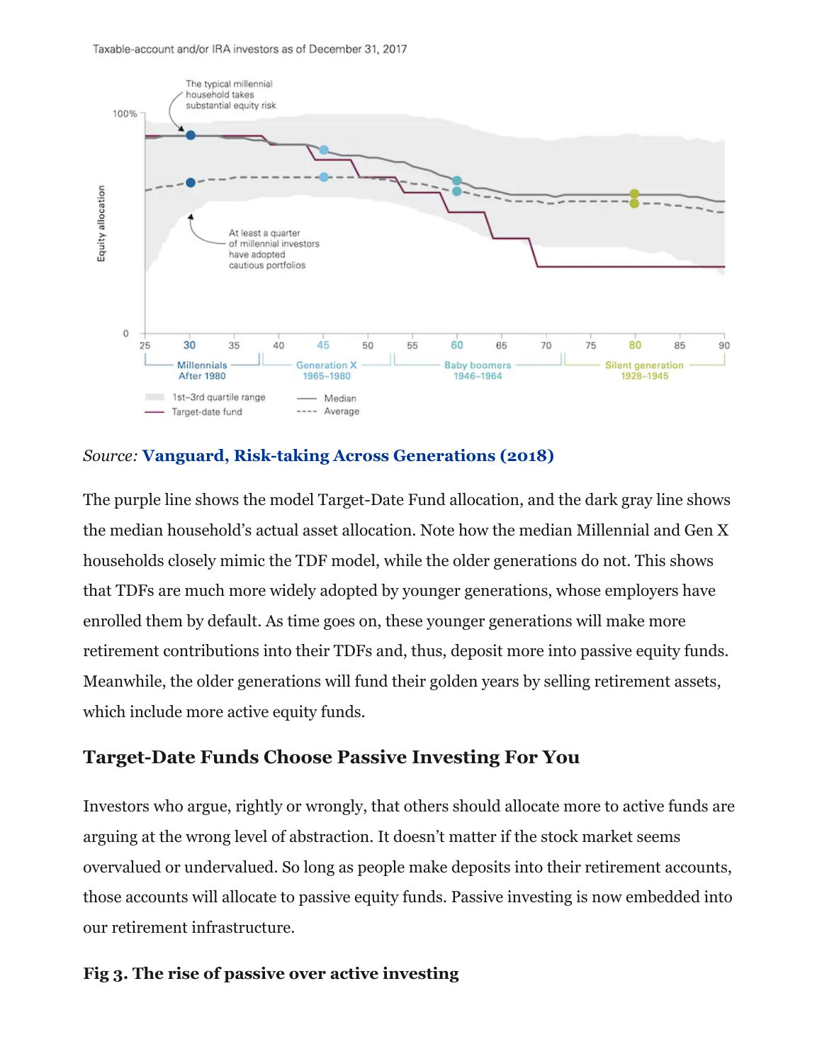Taxable-account and/or IRA investors as of December 31, 2017

The typical millennial household takes substantial equity risk

100%

Equity allocation

At least a quarter of millennial investors have adopted cautious portfolios

0

25 30 35 40 45 50 55 60 65 70 75 80 85 90

Millennials After 1980

Generation X 1965–1980

Baby boomers 1946–1964

Silent generation 1928–1945

1st–3rd quartile range

Target-date fund

Median

Average

*Source:* **Vanguard, Risk-taking Across Generations (2018)**

The purple line shows the model Target-Date Fund allocation, and the dark gray line shows the median household's actual asset allocation. Note how the median Millennial and Gen X households closely mimic the TDF model, while the older generations do not. This shows that TDFs are much more widely adopted by younger generations, whose employers have enrolled them by default. As time goes on, these younger generations will make more retirement contributions into their TDFs and, thus, deposit more into passive equity funds. Meanwhile, the older generations will fund their golden years by selling retirement assets, which include more active equity funds.

## Target-Date Funds Choose Passive Investing For You

Investors who argue, rightly or wrongly, that others should allocate more to active funds are arguing at the wrong level of abstraction. It doesn't matter if the stock market seems overvalued or undervalued. So long as people make deposits into their retirement accounts, those accounts will allocate to passive equity funds. Passive investing is now embedded into our retirement infrastructure.

**Fig 3. The rise of passive over active investing**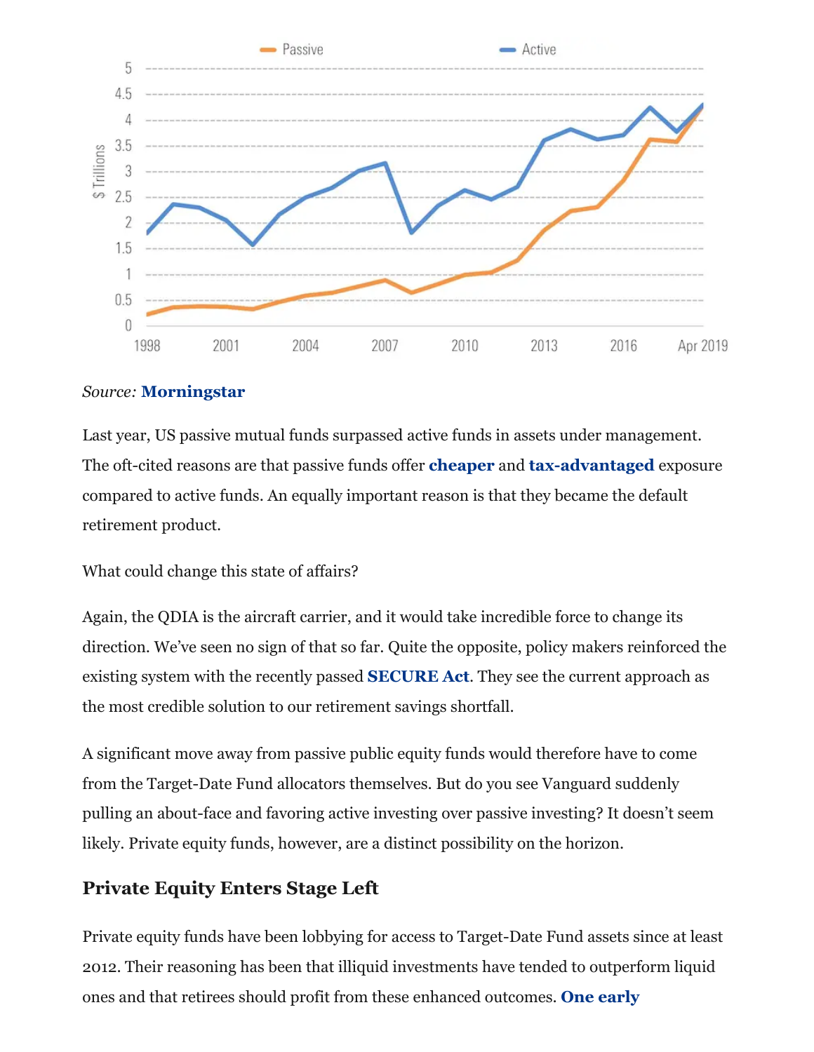Passive
Active

$ Trillions

5
4.5
4
3.5
3
2.5
2
1.5
1
0.5
0

1998
2001
2004
2007
2010
2013
2016
Apr 2019

*Source:* **Morningstar**

Last year, US passive mutual funds surpassed active funds in assets under management. The oft-cited reasons are that passive funds offer **cheaper** and **tax-advantaged** exposure compared to active funds. An equally important reason is that they became the default retirement product.

What could change this state of affairs?

Again, the QDIA is the aircraft carrier, and it would take incredible force to change its direction. We've seen no sign of that so far. Quite the opposite, policy makers reinforced the existing system with the recently passed **SECURE Act**. They see the current approach as the most credible solution to our retirement savings shortfall.

A significant move away from passive public equity funds would therefore have to come from the Target-Date Fund allocators themselves. But do you see Vanguard suddenly pulling an about-face and favoring active investing over passive investing? It doesn't seem likely. Private equity funds, however, are a distinct possibility on the horizon.

## Private Equity Enters Stage Left

Private equity funds have been lobbying for access to Target-Date Fund assets since at least 2012. Their reasoning has been that illiquid investments have tended to outperform liquid ones and that retirees should profit from these enhanced outcomes. **One early**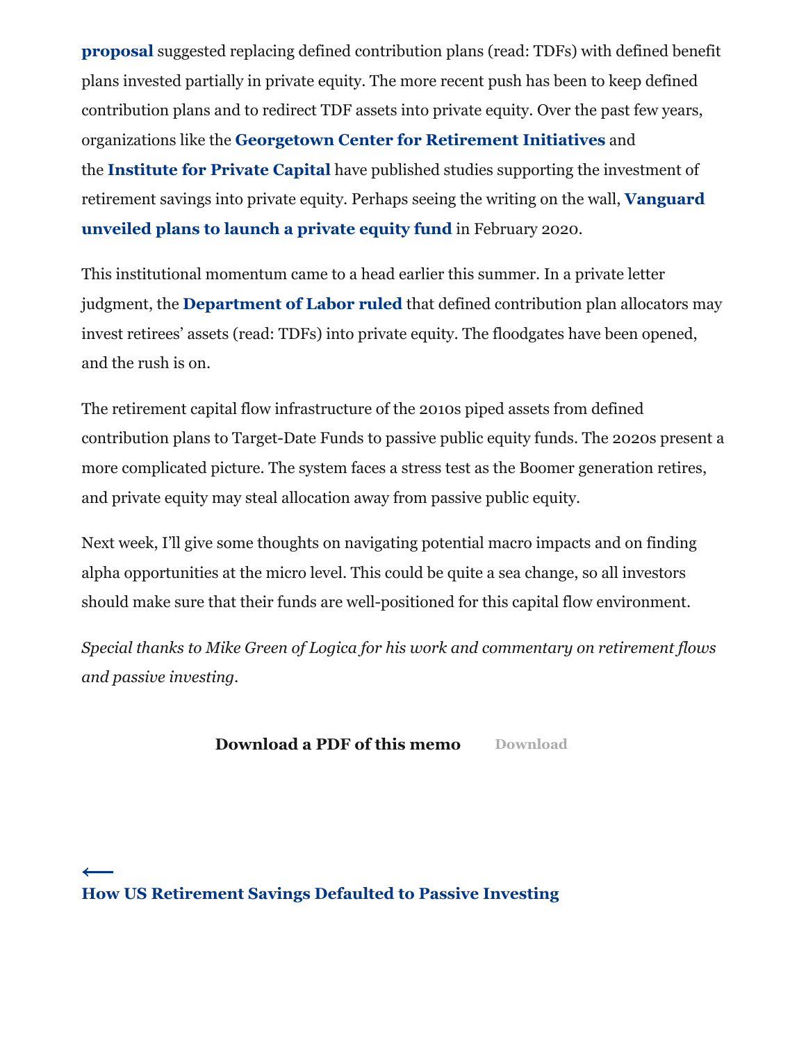**proposal** suggested replacing defined contribution plans (read: TDFs) with defined benefit plans invested partially in private equity. The more recent push has been to keep defined contribution plans and to redirect TDF assets into private equity. Over the past few years, organizations like the **Georgetown Center for Retirement Initiatives** and the **Institute for Private Capital** have published studies supporting the investment of retirement savings into private equity. Perhaps seeing the writing on the wall, **Vanguard unveiled plans to launch a private equity fund** in February 2020.

This institutional momentum came to a head earlier this summer. In a private letter judgment, the **Department of Labor ruled** that defined contribution plan allocators may invest retirees' assets (read: TDFs) into private equity. The floodgates have been opened, and the rush is on.

The retirement capital flow infrastructure of the 2010s piped assets from defined contribution plans to Target-Date Funds to passive public equity funds. The 2020s present a more complicated picture. The system faces a stress test as the Boomer generation retires, and private equity may steal allocation away from passive public equity.

Next week, I'll give some thoughts on navigating potential macro impacts and on finding alpha opportunities at the micro level. This could be quite a sea change, so all investors should make sure that their funds are well-positioned for this capital flow environment.

*Special thanks to Mike Green of Logica for his work and commentary on retirement flows and passive investing.*

**Download a PDF of this memo** Download

⟵
**How US Retirement Savings Defaulted to Passive Investing**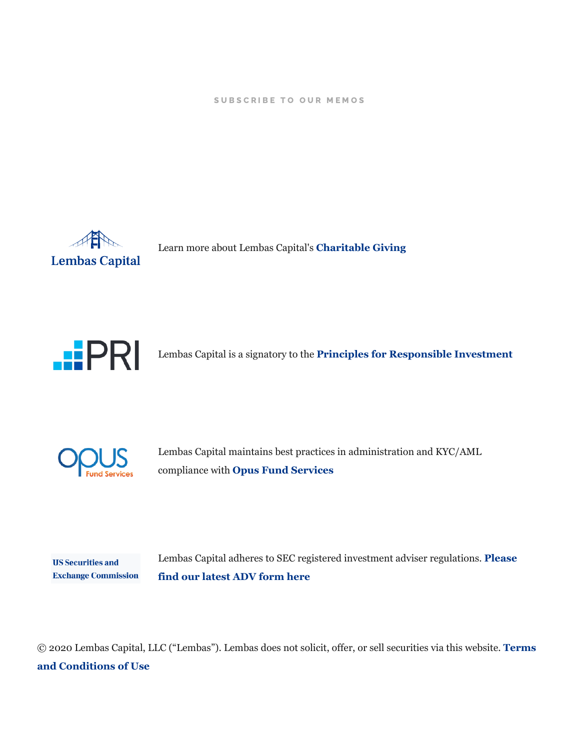SUBSCRIBE TO OUR MEMOS

Lembas Capital

Learn more about Lembas Capital's **Charitable Giving**

PRI

Lembas Capital is a signatory to the **Principles for Responsible Investment**

opus Fund Services

Lembas Capital maintains best practices in administration and KYC/AML compliance with **Opus Fund Services**

US Securities and Exchange Commission

Lembas Capital adheres to SEC registered investment adviser regulations. **Please find our latest ADV form here**

© 2020 Lembas Capital, LLC ("Lembas"). Lembas does not solicit, offer, or sell securities via this website. **Terms and Conditions of Use**